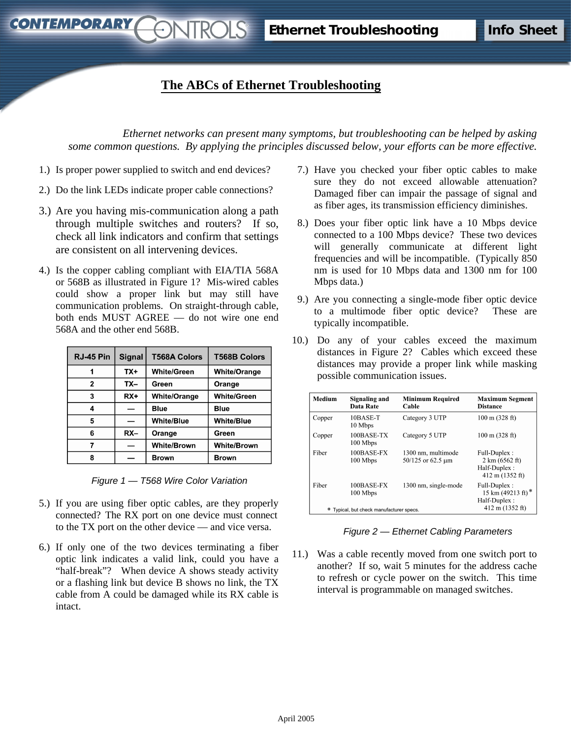# The ABCs of Ethernet Troubleshooting

*Ethernet networks can present many symptoms, but troubleshooting can be helped by asking some common questions. By applying the principles discussed below, your efforts can be more effective.*

1.) Is proper power supplied to switch and end devices?

2.) Do the link LEDs indicate proper cable connections?

3.) Are you having mis-communication along a path through multiple switches and routers? If so, check all link indicators and confirm that settings are consistent on all intervening devices.

4.) Is the copper cabling compliant with EIA/TIA 568A or 568B as illustrated in Figure 1? Mis-wired cables could show a proper link but may still have communication problems. On straight-through cable, both ends MUST AGREE — do not wire one end 568A and the other end 568B.

| RJ-45 Pin | Signal | T568A Colors | T568B Colors |
|---|---|---|---|
| 1 | TX+ | White/Green | White/Orange |
| 2 | TX– | Green | Orange |
| 3 | RX+ | White/Orange | White/Green |
| 4 | — | Blue | Blue |
| 5 | — | White/Blue | White/Blue |
| 6 | RX– | Orange | Green |
| 7 | — | White/Brown | White/Brown |
| 8 | — | Brown | Brown |

*Figure 1 — T568 Wire Color Variation*

5.) If you are using fiber optic cables, are they properly connected? The RX port on one device must connect to the TX port on the other device — and vice versa.

6.) If only one of the two devices terminating a fiber optic link indicates a valid link, could you have a "half-break"? When device A shows steady activity or a flashing link but device B shows no link, the TX cable from A could be damaged while its RX cable is intact.

7.) Have you checked your fiber optic cables to make sure they do not exceed allowable attenuation? Damaged fiber can impair the passage of signal and as fiber ages, its transmission efficiency diminishes.

8.) Does your fiber optic link have a 10 Mbps device connected to a 100 Mbps device? These two devices will generally communicate at different light frequencies and will be incompatible. (Typically 850 nm is used for 10 Mbps data and 1300 nm for 100 Mbps data.)

9.) Are you connecting a single-mode fiber optic device to a multimode fiber optic device? These are typically incompatible.

10.) Do any of your cables exceed the maximum distances in Figure 2? Cables which exceed these distances may provide a proper link while masking possible communication issues.

| Medium | Signaling and Data Rate | Minimum Required Cable | Maximum Segment Distance |
|---|---|---|---|
| Copper | 10BASE-T 10 Mbps | Category 3 UTP | 100 m (328 ft) |
| Copper | 100BASE-TX 100 Mbps | Category 5 UTP | 100 m (328 ft) |
| Fiber | 100BASE-FX 100 Mbps | 1300 nm, multimode 50/125 or 62.5 µm | Full-Duplex : 2 km (6562 ft) Half-Duplex : 412 m (1352 ft) |
| Fiber | 100BASE-FX 100 Mbps | 1300 nm, single-mode | Full-Duplex : 15 km (49213 ft)* Half-Duplex : 412 m (1352 ft) |

* Typical, but check manufacturer specs.

*Figure 2 — Ethernet Cabling Parameters*

11.) Was a cable recently moved from one switch port to another? If so, wait 5 minutes for the address cache to refresh or cycle power on the switch. This time interval is programmable on managed switches.

April 2005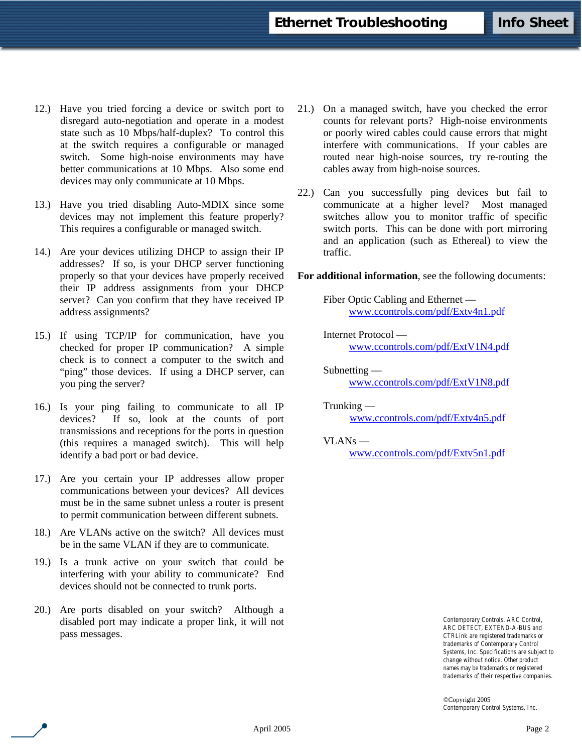12.) Have you tried forcing a device or switch port to disregard auto-negotiation and operate in a modest state such as 10 Mbps/half-duplex? To control this at the switch requires a configurable or managed switch. Some high-noise environments may have better communications at 10 Mbps. Also some end devices may only communicate at 10 Mbps.

13.) Have you tried disabling Auto-MDIX since some devices may not implement this feature properly? This requires a configurable or managed switch.

14.) Are your devices utilizing DHCP to assign their IP addresses? If so, is your DHCP server functioning properly so that your devices have properly received their IP address assignments from your DHCP server? Can you confirm that they have received IP address assignments?

15.) If using TCP/IP for communication, have you checked for proper IP communication? A simple check is to connect a computer to the switch and "ping" those devices. If using a DHCP server, can you ping the server?

16.) Is your ping failing to communicate to all IP devices? If so, look at the counts of port transmissions and receptions for the ports in question (this requires a managed switch). This will help identify a bad port or bad device.

17.) Are you certain your IP addresses allow proper communications between your devices? All devices must be in the same subnet unless a router is present to permit communication between different subnets.

18.) Are VLANs active on the switch? All devices must be in the same VLAN if they are to communicate.

19.) Is a trunk active on your switch that could be interfering with your ability to communicate? End devices should not be connected to trunk ports.

20.) Are ports disabled on your switch? Although a disabled port may indicate a proper link, it will not pass messages.

21.) On a managed switch, have you checked the error counts for relevant ports? High-noise environments or poorly wired cables could cause errors that might interfere with communications. If your cables are routed near high-noise sources, try re-routing the cables away from high-noise sources.

22.) Can you successfully ping devices but fail to communicate at a higher level? Most managed switches allow you to monitor traffic of specific switch ports. This can be done with port mirroring and an application (such as Ethereal) to view the traffic.

**For additional information**, see the following documents:

Fiber Optic Cabling and Ethernet —
www.ccontrols.com/pdf/Extv4n1.pdf

Internet Protocol —
www.ccontrols.com/pdf/ExtV1N4.pdf

Subnetting —
www.ccontrols.com/pdf/ExtV1N8.pdf

Trunking —
www.ccontrols.com/pdf/Extv4n5.pdf

VLANs —
www.ccontrols.com/pdf/Extv5n1.pdf

Contemporary Controls, ARC Control, ARC DETECT, EXTEND-A-BUS and CTRLink are registered trademarks or trademarks of Contemporary Control Systems, Inc. Specifications are subject to change without notice. Other product names may be trademarks or registered trademarks of their respective companies.

©Copyright 2005
Contemporary Control Systems, Inc.

April 2005